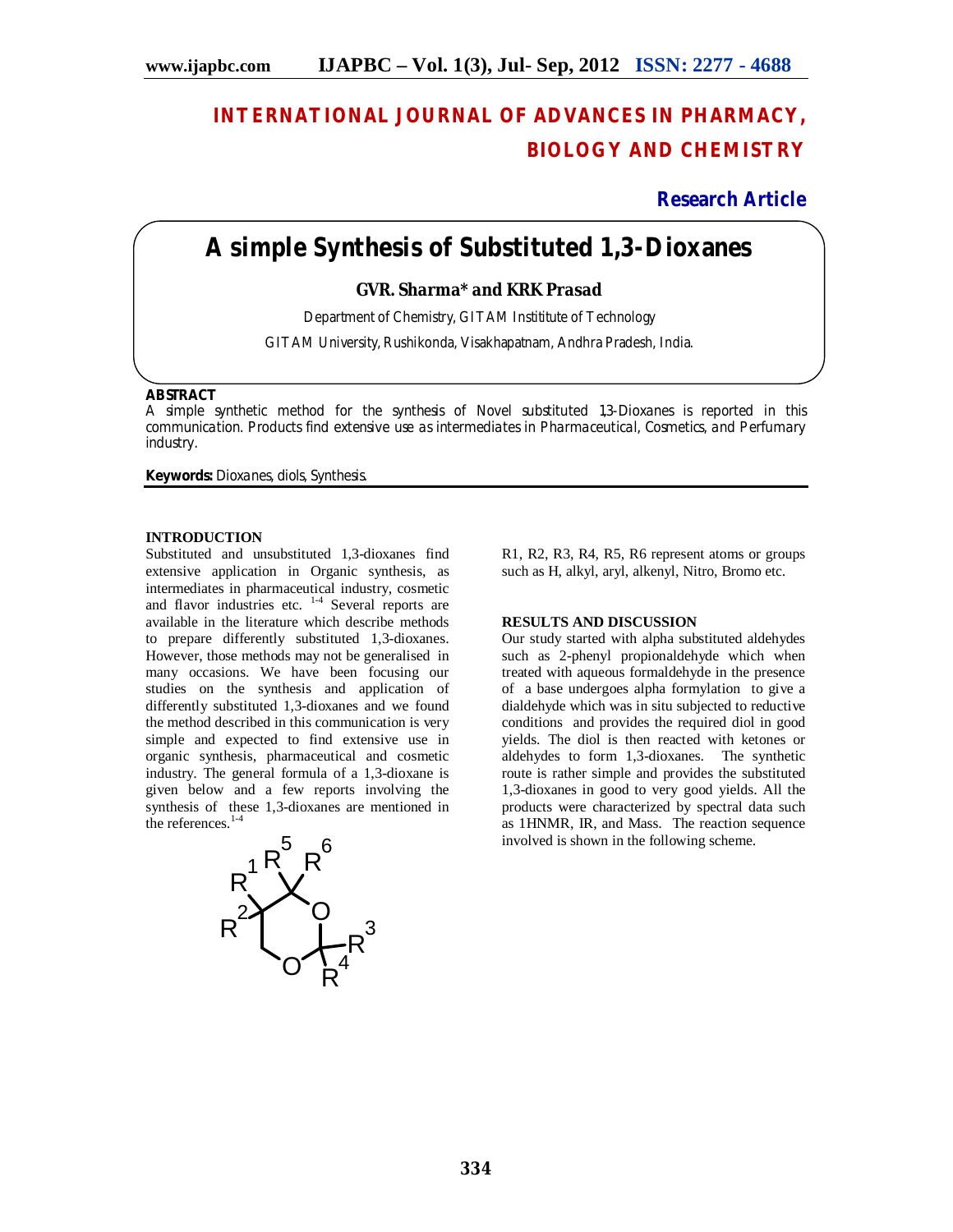# INTERNATIONAL JOURNAL OF ADVANCES IN PHARMACY, BIOLOGY AND CHEMISTRY

**Research Article**

# A simple Synthesis of Substituted 1,3-Dioxanes

**GVR. Sharma* and KRK Prasad**

Department of Chemistry, GITAM Instititute of Technology

GITAM University, Rushikonda, Visakhapatnam, Andhra Pradesh, India.

## ABSTRACT

A simple synthetic method for the synthesis of Novel substituted 1,3-Dioxanes is reported in this communication. Products find extensive use as intermediates in Pharmaceutical, Cosmetics, and Perfumary industry.

**Keywords:** Dioxanes, diols, Synthesis.

## INTRODUCTION

Substituted and unsubstituted 1,3-dioxanes find extensive application in Organic synthesis, as intermediates in pharmaceutical industry, cosmetic and flavor industries etc. [1-4] Several reports are available in the literature which describe methods to prepare differently substituted 1,3-dioxanes. However, those methods may not be generalised in many occasions. We have been focusing our studies on the synthesis and application of differently substituted 1,3-dioxanes and we found the method described in this communication is very simple and expected to find extensive use in organic synthesis, pharmaceutical and cosmetic industry. The general formula of a 1,3-dioxane is given below and a few reports involving the synthesis of these 1,3-dioxanes are mentioned in the references.[1-4]

R1, R2, R3, R4, R5, R6 represent atoms or groups such as H, alkyl, aryl, alkenyl, Nitro, Bromo etc.

## RESULTS AND DISCUSSION

Our study started with alpha substituted aldehydes such as 2-phenyl propionaldehyde which when treated with aqueous formaldehyde in the presence of a base undergoes alpha formylation to give a dialdehyde which was in situ subjected to reductive conditions and provides the required diol in good yields. The diol is then reacted with ketones or aldehydes to form 1,3-dioxanes. The synthetic route is rather simple and provides the substituted 1,3-dioxanes in good to very good yields. All the products were characterized by spectral data such as 1HNMR, IR, and Mass. The reaction sequence involved is shown in the following scheme.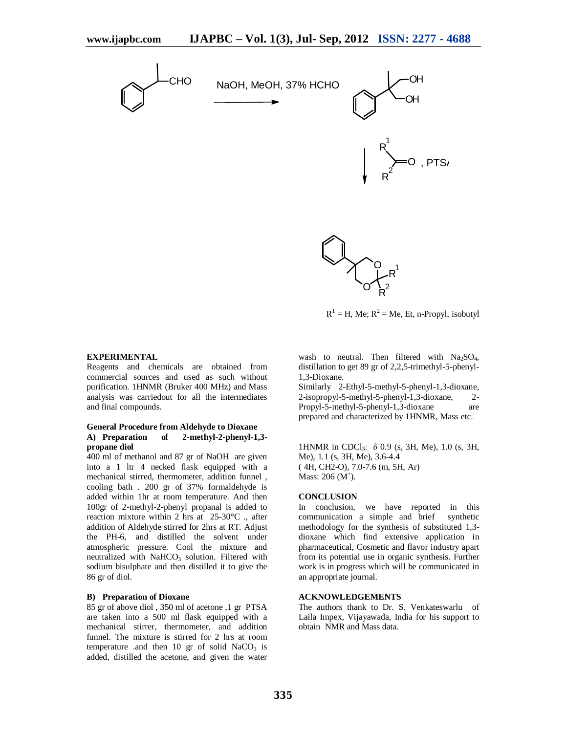NaOH, MeOH, 37% HCHO

PTSA

$R^1$ = H, Me; $R^2$ = Me, Et, n-Propyl, isobutyl

## EXPERIMENTAL

Reagents and chemicals are obtained from commercial sources and used as such without purification. 1HNMR (Bruker 400 MHz) and Mass analysis was carriedout for all the intermediates and final compounds.

### General Procedure from Aldehyde to Dioxane

#### A) Preparation of 2-methyl-2-phenyl-1,3-propane diol

400 ml of methanol and 87 gr of NaOH are given into a 1 ltr 4 necked flask equipped with a mechanical stirred, thermometer, addition funnel , cooling bath . 200 gr of 37% formaldehyde is added within 1hr at room temperature. And then 100gr of 2-methyl-2-phenyl propanal is added to reaction mixture within 2 hrs at 25-30°C ., after addition of Aldehyde stirred for 2hrs at RT. Adjust the PH-6, and distilled the solvent under atmospheric pressure. Cool the mixture and neutralized with $NaHCO_3$ solution. Filtered with sodium bisulphate and then distilled it to give the 86 gr of diol.

#### B) Preparation of Dioxane

85 gr of above diol , 350 ml of acetone ,1 gr PTSA are taken into a 500 ml flask equipped with a mechanical stirrer, thermometer, and addition funnel. The mixture is stirred for 2 hrs at room temperature .and then 10 gr of solid $NaCO_3$ is added, distilled the acetone, and given the water wash to neutral. Then filtered with $Na_2SO_4$, distillation to get 89 gr of 2,2,5-trimethyl-5-phenyl-1,3-Dioxane.

Similarly 2-Ethyl-5-methyl-5-phenyl-1,3-dioxane, 2-isopropyl-5-methyl-5-phenyl-1,3-dioxane, 2-Propyl-5-methyl-5-phenyl-1,3-dioxane are prepared and characterized by 1HNMR, Mass etc.

1HNMR in $CDCl_3$: δ 0.9 (s, 3H, Me), 1.0 (s, 3H, Me), 1.1 (s, 3H, Me), 3.6-4.4 ( 4H, CH2-O), 7.0-7.6 (m, 5H, Ar)
Mass: 206 ($M^+$).

## CONCLUSION

In conclusion, we have reported in this communication a simple and brief synthetic methodology for the synthesis of substituted 1,3-dioxane which find extensive application in pharmaceutical, Cosmetic and flavor industry apart from its potential use in organic synthesis. Further work is in progress which will be communicated in an appropriate journal.

## ACKNOWLEDGEMENTS

The authors thank to Dr. S. Venkateswarlu of Laila Impex, Vijayawada, India for his support to obtain NMR and Mass data.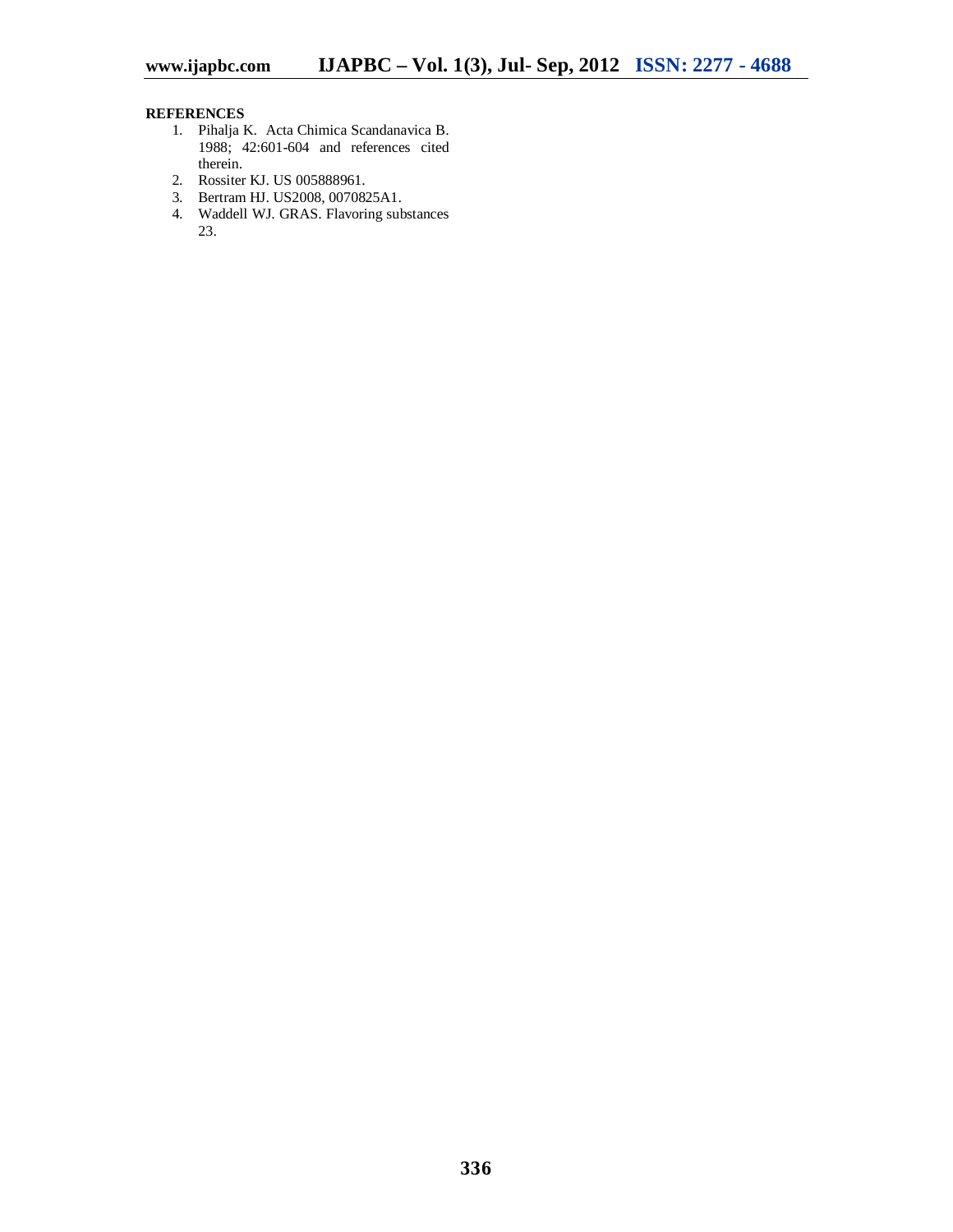**REFERENCES**

1. Pihalja K. Acta Chimica Scandanavica B. 1988; 42:601-604 and references cited therein.
2. Rossiter KJ. US 005888961.
3. Bertram HJ. US2008, 0070825A1.
4. Waddell WJ. GRAS. Flavoring substances 23.